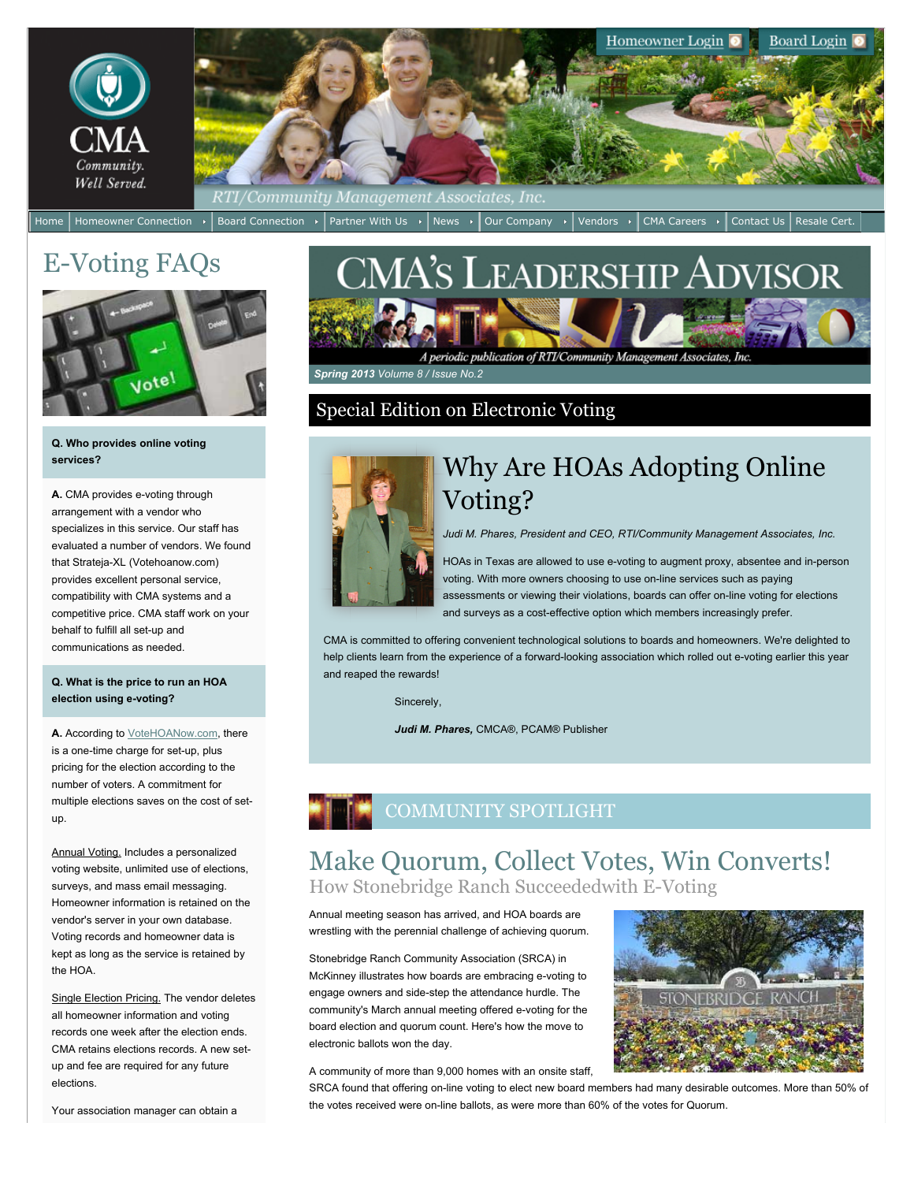Homeowner Login | Board Login

CMA Community. Well Served.

RTI/Community Management Associates, Inc.

Home | Homeowner Connection | Board Connection | Partner With Us | News | Our Company | Vendors | CMA Careers | Contact Us | Resale Cert.

# E-Voting FAQs

**Q. Who provides online voting services?**

**A.** CMA provides e-voting through arrangement with a vendor who specializes in this service. Our staff has evaluated a number of vendors. We found that Strateja-XL (Votehoanow.com) provides excellent personal service, compatibility with CMA systems and a competitive price. CMA staff work on your behalf to fulfill all set-up and communications as needed.

**Q. What is the price to run an HOA election using e-voting?**

**A.** According to VoteHOANow.com, there is a one-time charge for set-up, plus pricing for the election according to the number of voters. A commitment for multiple elections saves on the cost of set-up.

Annual Voting. Includes a personalized voting website, unlimited use of elections, surveys, and mass email messaging. Homeowner information is retained on the vendor's server in your own database. Voting records and homeowner data is kept as long as the service is retained by the HOA.

Single Election Pricing. The vendor deletes all homeowner information and voting records one week after the election ends. CMA retains elections records. A new set-up and fee are required for any future elections.

Your association manager can obtain a

# CMA'S LEADERSHIP ADVISOR

*A periodic publication of RTI/Community Management Associates, Inc.*

***Spring 2013*** *Volume 8 / Issue No.2*

## Special Edition on Electronic Voting

## Why Are HOAs Adopting Online Voting?

*Judi M. Phares, President and CEO, RTI/Community Management Associates, Inc.*

HOAs in Texas are allowed to use e-voting to augment proxy, absentee and in-person voting. With more owners choosing to use on-line services such as paying assessments or viewing their violations, boards can offer on-line voting for elections and surveys as a cost-effective option which members increasingly prefer.

CMA is committed to offering convenient technological solutions to boards and homeowners. We're delighted to help clients learn from the experience of a forward-looking association which rolled out e-voting earlier this year and reaped the rewards!

Sincerely,

***Judi M. Phares,*** CMCA®, PCAM® Publisher

## COMMUNITY SPOTLIGHT

## Make Quorum, Collect Votes, Win Converts!

### How Stonebridge Ranch Succeededwith E-Voting

Annual meeting season has arrived, and HOA boards are wrestling with the perennial challenge of achieving quorum.

Stonebridge Ranch Community Association (SRCA) in McKinney illustrates how boards are embracing e-voting to engage owners and side-step the attendance hurdle. The community's March annual meeting offered e-voting for the board election and quorum count. Here's how the move to electronic ballots won the day.

A community of more than 9,000 homes with an onsite staff, SRCA found that offering on-line voting to elect new board members had many desirable outcomes. More than 50% of the votes received were on-line ballots, as were more than 60% of the votes for Quorum.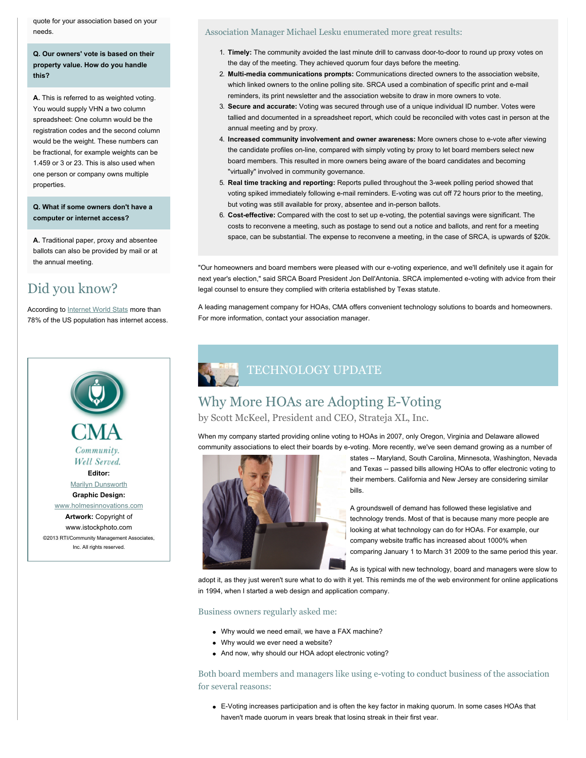quote for your association based on your needs.

**Q. Our owners' vote is based on their property value. How do you handle this?**

**A.** This is referred to as weighted voting. You would supply VHN a two column spreadsheet: One column would be the registration codes and the second column would be the weight. These numbers can be fractional, for example weights can be 1.459 or 3 or 23. This is also used when one person or company owns multiple properties.

**Q. What if some owners don't have a computer or internet access?**

**A.** Traditional paper, proxy and absentee ballots can also be provided by mail or at the annual meeting.

## Did you know?

According to Internet World Stats more than 78% of the US population has internet access.

CMA
*Community. Well Served.*

**Editor:**
Marilyn Dunsworth

**Graphic Design:**
www.holmesinnovations.com

**Artwork:** Copyright of www.istockphoto.com

©2013 RTI/Community Management Associates, Inc. All rights reserved.

### Association Manager Michael Lesku enumerated more great results:

1. **Timely:** The community avoided the last minute drill to canvass door-to-door to round up proxy votes on the day of the meeting. They achieved quorum four days before the meeting.
2. **Multi-media communications prompts:** Communications directed owners to the association website, which linked owners to the online polling site. SRCA used a combination of specific print and e-mail reminders, its print newsletter and the association website to draw in more owners to vote.
3. **Secure and accurate:** Voting was secured through use of a unique individual ID number. Votes were tallied and documented in a spreadsheet report, which could be reconciled with votes cast in person at the annual meeting and by proxy.
4. **Increased community involvement and owner awareness:** More owners chose to e-vote after viewing the candidate profiles on-line, compared with simply voting by proxy to let board members select new board members. This resulted in more owners being aware of the board candidates and becoming "virtually" involved in community governance.
5. **Real time tracking and reporting:** Reports pulled throughout the 3-week polling period showed that voting spiked immediately following e-mail reminders. E-voting was cut off 72 hours prior to the meeting, but voting was still available for proxy, absentee and in-person ballots.
6. **Cost-effective:** Compared with the cost to set up e-voting, the potential savings were significant. The costs to reconvene a meeting, such as postage to send out a notice and ballots, and rent for a meeting space, can be substantial. The expense to reconvene a meeting, in the case of SRCA, is upwards of $20k.

"Our homeowners and board members were pleased with our e-voting experience, and we'll definitely use it again for next year's election," said SRCA Board President Jon Dell'Antonia. SRCA implemented e-voting with advice from their legal counsel to ensure they complied with criteria established by Texas statute.

A leading management company for HOAs, CMA offers convenient technology solutions to boards and homeowners. For more information, contact your association manager.

# TECHNOLOGY UPDATE

## Why More HOAs are Adopting E-Voting

by Scott McKeel, President and CEO, Strateja XL, Inc.

When my company started providing online voting to HOAs in 2007, only Oregon, Virginia and Delaware allowed community associations to elect their boards by e-voting. More recently, we've seen demand growing as a number of states -- Maryland, South Carolina, Minnesota, Washington, Nevada and Texas -- passed bills allowing HOAs to offer electronic voting to their members. California and New Jersey are considering similar bills.

A groundswell of demand has followed these legislative and technology trends. Most of that is because many more people are looking at what technology can do for HOAs. For example, our company website traffic has increased about 1000% when comparing January 1 to March 31 2009 to the same period this year.

As is typical with new technology, board and managers were slow to adopt it, as they just weren't sure what to do with it yet. This reminds me of the web environment for online applications in 1994, when I started a web design and application company.

### Business owners regularly asked me:

- Why would we need email, we have a FAX machine?
- Why would we ever need a website?
- And now, why should our HOA adopt electronic voting?

### Both board members and managers like using e-voting to conduct business of the association for several reasons:

- E-Voting increases participation and is often the key factor in making quorum. In some cases HOAs that haven't made quorum in years break that losing streak in their first year.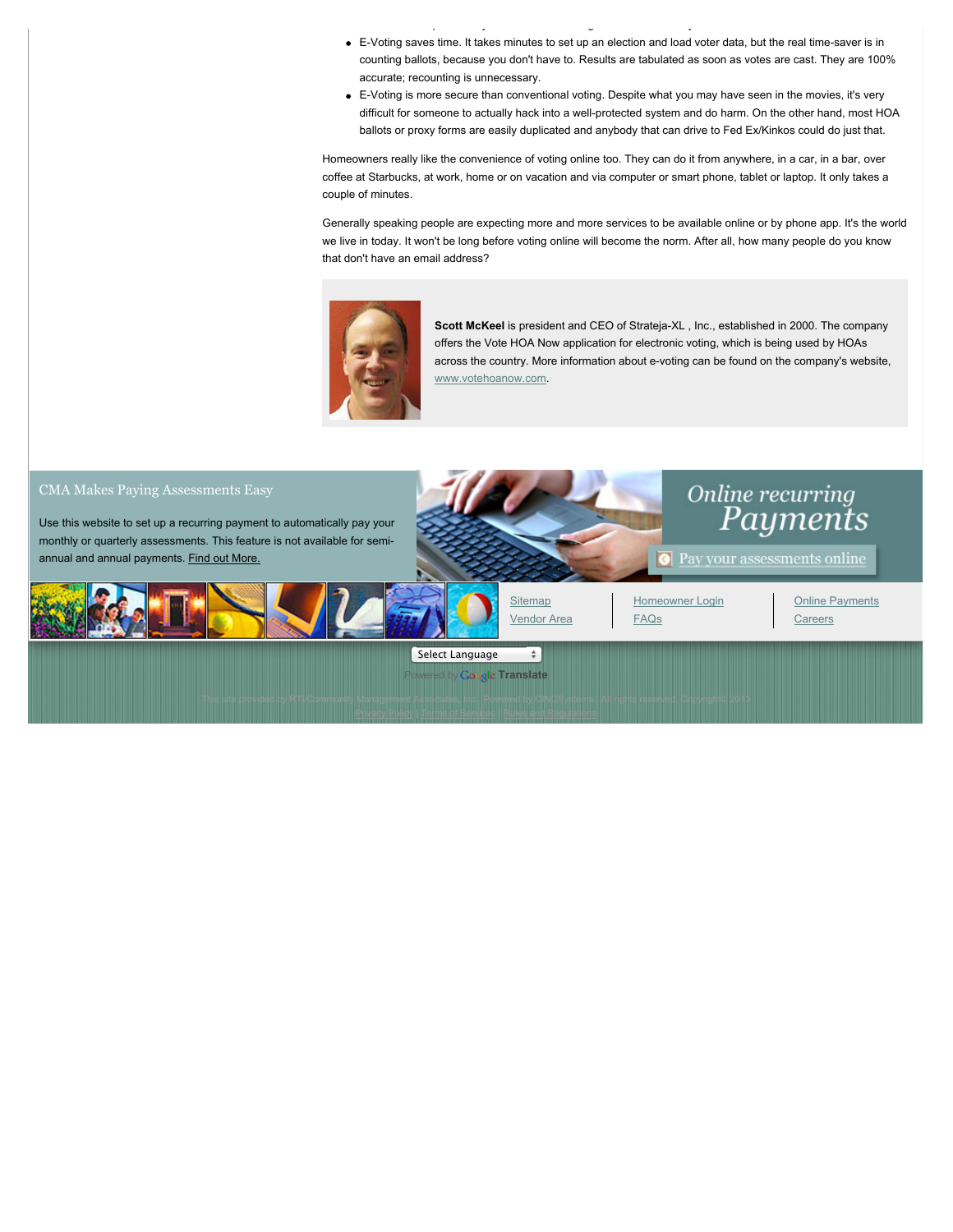- E-Voting saves time. It takes minutes to set up an election and load voter data, but the real time-saver is in counting ballots, because you don't have to. Results are tabulated as soon as votes are cast. They are 100% accurate; recounting is unnecessary.
- E-Voting is more secure than conventional voting. Despite what you may have seen in the movies, it's very difficult for someone to actually hack into a well-protected system and do harm. On the other hand, most HOA ballots or proxy forms are easily duplicated and anybody that can drive to Fed Ex/Kinkos could do just that.

Homeowners really like the convenience of voting online too. They can do it from anywhere, in a car, in a bar, over coffee at Starbucks, at work, home or on vacation and via computer or smart phone, tablet or laptop. It only takes a couple of minutes.

Generally speaking people are expecting more and more services to be available online or by phone app. It's the world we live in today. It won't be long before voting online will become the norm. After all, how many people do you know that don't have an email address?

**Scott McKeel** is president and CEO of Strateja-XL , Inc., established in 2000. The company offers the Vote HOA Now application for electronic voting, which is being used by HOAs across the country. More information about e-voting can be found on the company's website, www.votehoanow.com.

## CMA Makes Paying Assessments Easy

Use this website to set up a recurring payment to automatically pay your monthly or quarterly assessments. This feature is not available for semi-annual and annual payments. Find out More.

*Online recurring Payments*

Pay your assessments online

Sitemap
Vendor Area
Homeowner Login
FAQs
Online Payments
Careers

Select Language

Powered by Google Translate

This site provided by RTI/Community Management Associates, Inc. Powered by CINCSystems. All rights reserved. Copyright 2013

Privacy Policy | Terms of Services | Rules and Regulations